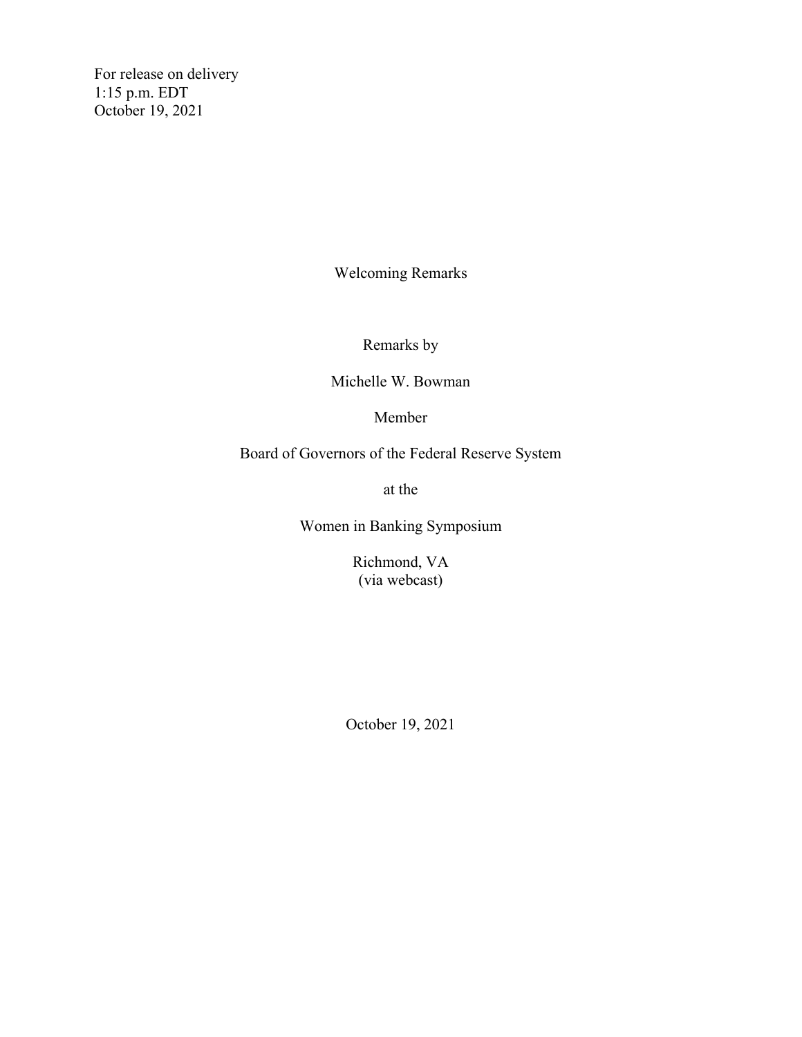For release on delivery
1:15 p.m. EDT
October 19, 2021

# Welcoming Remarks

Remarks by

Michelle W. Bowman

Member

Board of Governors of the Federal Reserve System

at the

Women in Banking Symposium

Richmond, VA
(via webcast)

October 19, 2021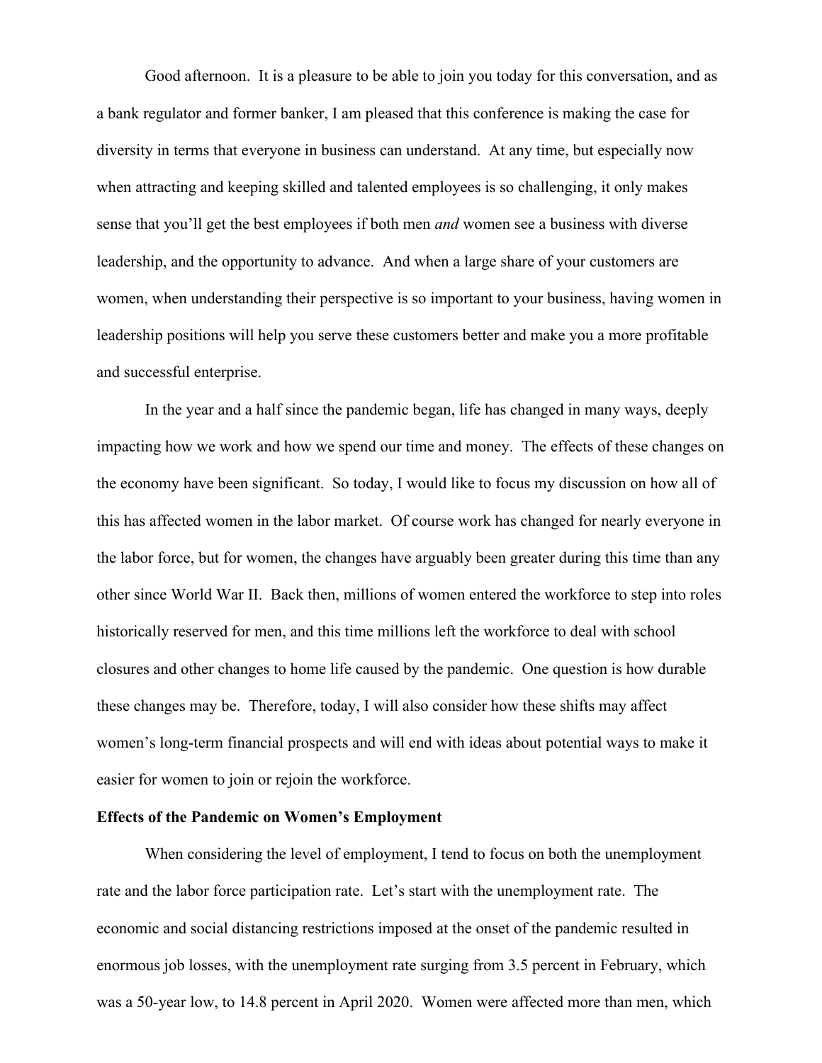Good afternoon. It is a pleasure to be able to join you today for this conversation, and as a bank regulator and former banker, I am pleased that this conference is making the case for diversity in terms that everyone in business can understand. At any time, but especially now when attracting and keeping skilled and talented employees is so challenging, it only makes sense that you'll get the best employees if both men *and* women see a business with diverse leadership, and the opportunity to advance. And when a large share of your customers are women, when understanding their perspective is so important to your business, having women in leadership positions will help you serve these customers better and make you a more profitable and successful enterprise.

In the year and a half since the pandemic began, life has changed in many ways, deeply impacting how we work and how we spend our time and money. The effects of these changes on the economy have been significant. So today, I would like to focus my discussion on how all of this has affected women in the labor market. Of course work has changed for nearly everyone in the labor force, but for women, the changes have arguably been greater during this time than any other since World War II. Back then, millions of women entered the workforce to step into roles historically reserved for men, and this time millions left the workforce to deal with school closures and other changes to home life caused by the pandemic. One question is how durable these changes may be. Therefore, today, I will also consider how these shifts may affect women's long-term financial prospects and will end with ideas about potential ways to make it easier for women to join or rejoin the workforce.

**Effects of the Pandemic on Women's Employment**

When considering the level of employment, I tend to focus on both the unemployment rate and the labor force participation rate. Let's start with the unemployment rate. The economic and social distancing restrictions imposed at the onset of the pandemic resulted in enormous job losses, with the unemployment rate surging from 3.5 percent in February, which was a 50-year low, to 14.8 percent in April 2020. Women were affected more than men, which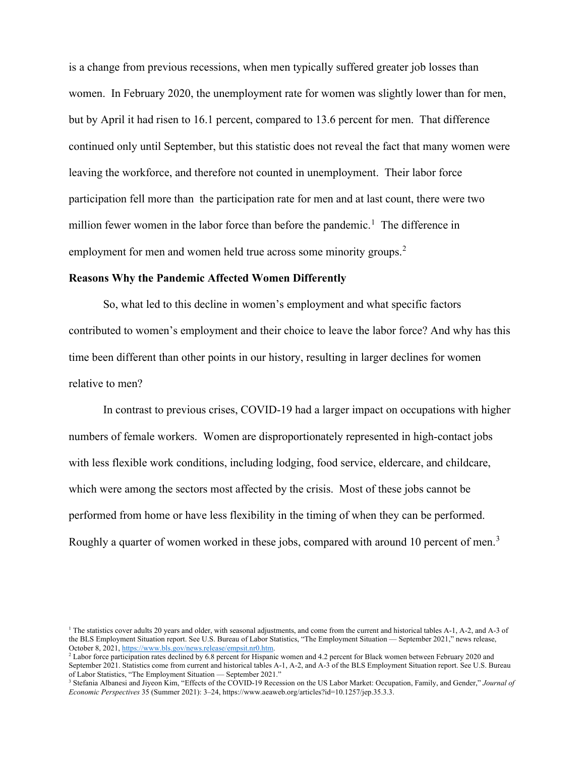is a change from previous recessions, when men typically suffered greater job losses than women. In February 2020, the unemployment rate for women was slightly lower than for men, but by April it had risen to 16.1 percent, compared to 13.6 percent for men. That difference continued only until September, but this statistic does not reveal the fact that many women were leaving the workforce, and therefore not counted in unemployment. Their labor force participation fell more than the participation rate for men and at last count, there were two million fewer women in the labor force than before the pandemic.[1] The difference in employment for men and women held true across some minority groups.[2]

**Reasons Why the Pandemic Affected Women Differently**

So, what led to this decline in women's employment and what specific factors contributed to women's employment and their choice to leave the labor force? And why has this time been different than other points in our history, resulting in larger declines for women relative to men?

In contrast to previous crises, COVID-19 had a larger impact on occupations with higher numbers of female workers. Women are disproportionately represented in high-contact jobs with less flexible work conditions, including lodging, food service, eldercare, and childcare, which were among the sectors most affected by the crisis. Most of these jobs cannot be performed from home or have less flexibility in the timing of when they can be performed. Roughly a quarter of women worked in these jobs, compared with around 10 percent of men.[3]

---

[1] The statistics cover adults 20 years and older, with seasonal adjustments, and come from the current and historical tables A-1, A-2, and A-3 of the BLS Employment Situation report. See U.S. Bureau of Labor Statistics, "The Employment Situation — September 2021," news release, October 8, 2021, https://www.bls.gov/news.release/empsit.nr0.htm.

[2] Labor force participation rates declined by 6.8 percent for Hispanic women and 4.2 percent for Black women between February 2020 and September 2021. Statistics come from current and historical tables A-1, A-2, and A-3 of the BLS Employment Situation report. See U.S. Bureau of Labor Statistics, "The Employment Situation — September 2021."

[3] Stefania Albanesi and Jiyeon Kim, "Effects of the COVID-19 Recession on the US Labor Market: Occupation, Family, and Gender," *Journal of Economic Perspectives* 35 (Summer 2021): 3–24, https://www.aeaweb.org/articles?id=10.1257/jep.35.3.3.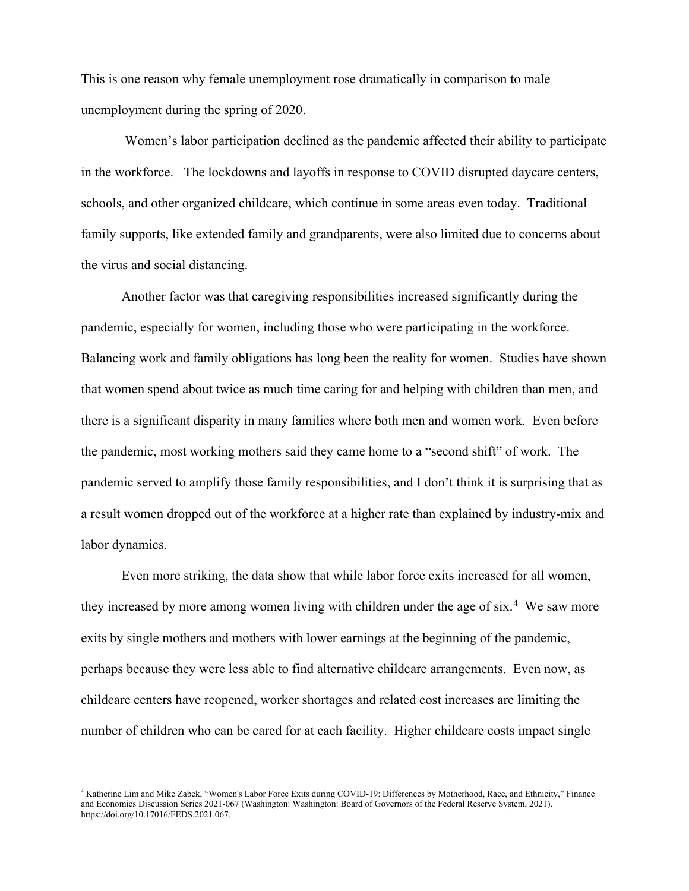This is one reason why female unemployment rose dramatically in comparison to male unemployment during the spring of 2020.

Women's labor participation declined as the pandemic affected their ability to participate in the workforce. The lockdowns and layoffs in response to COVID disrupted daycare centers, schools, and other organized childcare, which continue in some areas even today. Traditional family supports, like extended family and grandparents, were also limited due to concerns about the virus and social distancing.

Another factor was that caregiving responsibilities increased significantly during the pandemic, especially for women, including those who were participating in the workforce. Balancing work and family obligations has long been the reality for women. Studies have shown that women spend about twice as much time caring for and helping with children than men, and there is a significant disparity in many families where both men and women work. Even before the pandemic, most working mothers said they came home to a "second shift" of work. The pandemic served to amplify those family responsibilities, and I don't think it is surprising that as a result women dropped out of the workforce at a higher rate than explained by industry-mix and labor dynamics.

Even more striking, the data show that while labor force exits increased for all women, they increased by more among women living with children under the age of six.[4] We saw more exits by single mothers and mothers with lower earnings at the beginning of the pandemic, perhaps because they were less able to find alternative childcare arrangements. Even now, as childcare centers have reopened, worker shortages and related cost increases are limiting the number of children who can be cared for at each facility. Higher childcare costs impact single

[4] Katherine Lim and Mike Zabek, "Women's Labor Force Exits during COVID-19: Differences by Motherhood, Race, and Ethnicity," Finance and Economics Discussion Series 2021-067 (Washington: Washington: Board of Governors of the Federal Reserve System, 2021). https://doi.org/10.17016/FEDS.2021.067.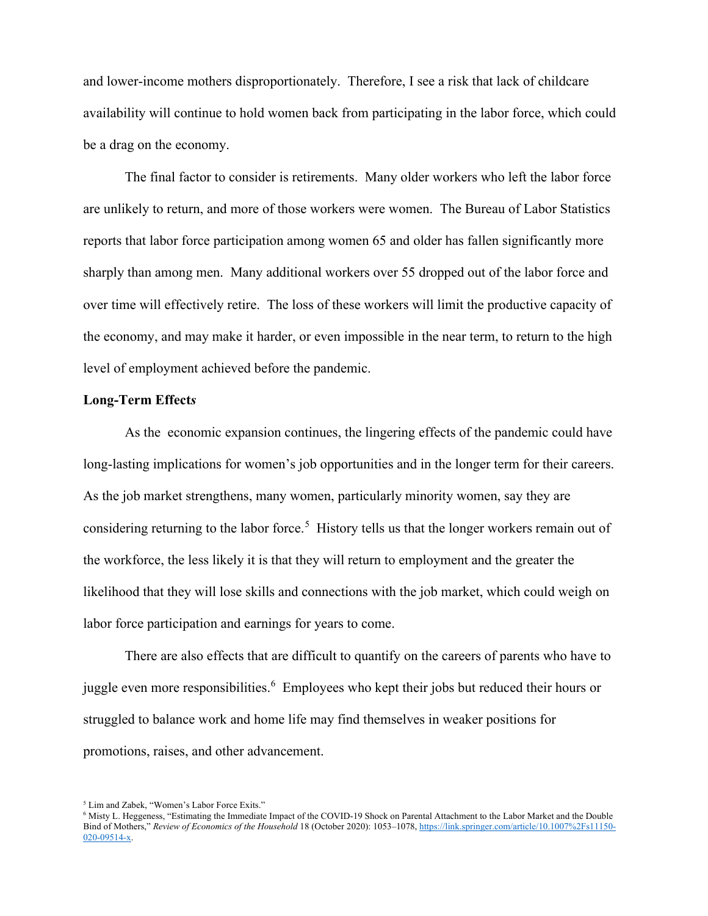and lower-income mothers disproportionately. Therefore, I see a risk that lack of childcare availability will continue to hold women back from participating in the labor force, which could be a drag on the economy.

The final factor to consider is retirements. Many older workers who left the labor force are unlikely to return, and more of those workers were women. The Bureau of Labor Statistics reports that labor force participation among women 65 and older has fallen significantly more sharply than among men. Many additional workers over 55 dropped out of the labor force and over time will effectively retire. The loss of these workers will limit the productive capacity of the economy, and may make it harder, or even impossible in the near term, to return to the high level of employment achieved before the pandemic.

**Long-Term Effect*s***

As the economic expansion continues, the lingering effects of the pandemic could have long-lasting implications for women's job opportunities and in the longer term for their careers. As the job market strengthens, many women, particularly minority women, say they are considering returning to the labor force.[5] History tells us that the longer workers remain out of the workforce, the less likely it is that they will return to employment and the greater the likelihood that they will lose skills and connections with the job market, which could weigh on labor force participation and earnings for years to come.

There are also effects that are difficult to quantify on the careers of parents who have to juggle even more responsibilities.[6] Employees who kept their jobs but reduced their hours or struggled to balance work and home life may find themselves in weaker positions for promotions, raises, and other advancement.

[5] Lim and Zabek, "Women's Labor Force Exits."
[6] Misty L. Heggeness, "Estimating the Immediate Impact of the COVID-19 Shock on Parental Attachment to the Labor Market and the Double Bind of Mothers," *Review of Economics of the Household* 18 (October 2020): 1053–1078, https://link.springer.com/article/10.1007%2Fs11150-020-09514-x.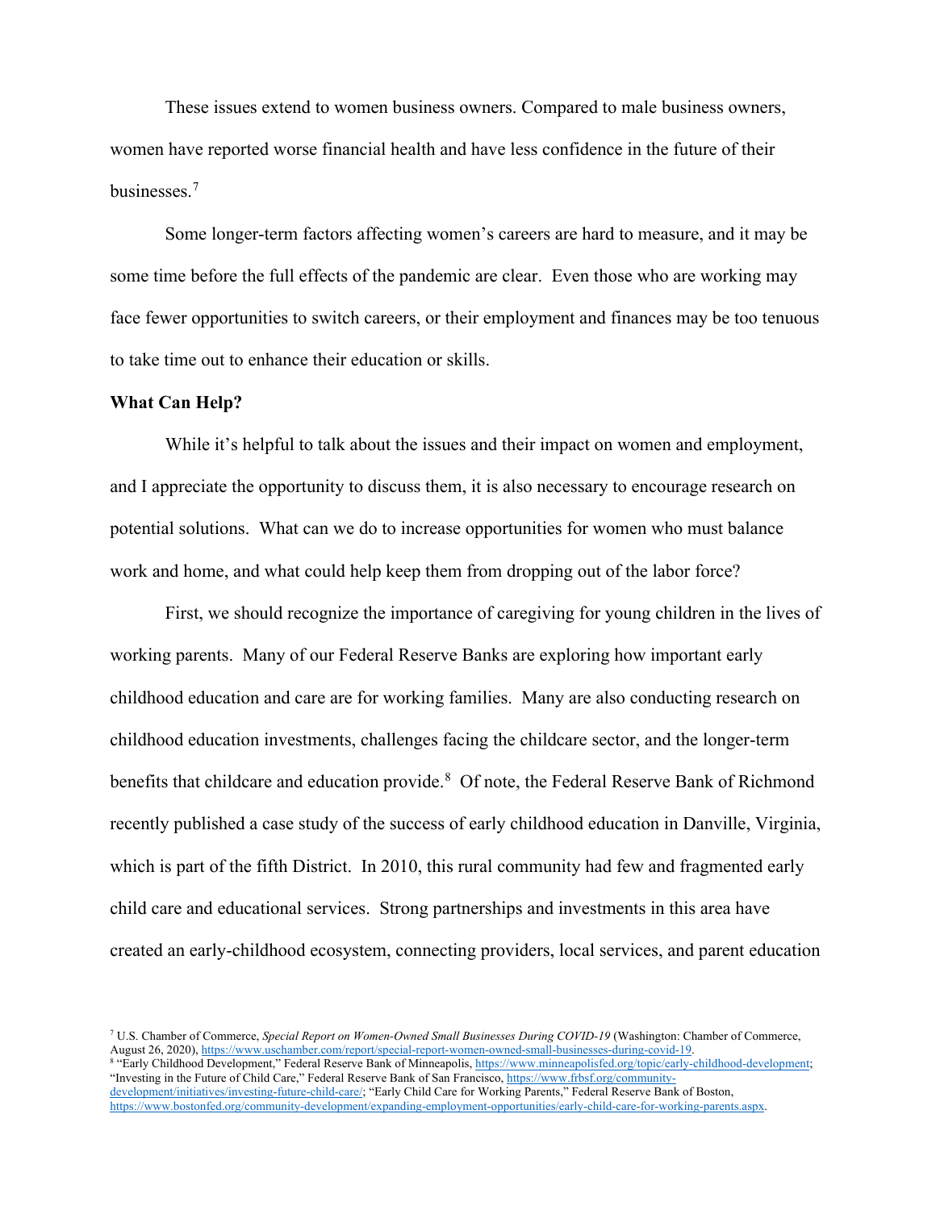These issues extend to women business owners. Compared to male business owners, women have reported worse financial health and have less confidence in the future of their businesses.[7]

Some longer-term factors affecting women's careers are hard to measure, and it may be some time before the full effects of the pandemic are clear. Even those who are working may face fewer opportunities to switch careers, or their employment and finances may be too tenuous to take time out to enhance their education or skills.

**What Can Help?**

While it's helpful to talk about the issues and their impact on women and employment, and I appreciate the opportunity to discuss them, it is also necessary to encourage research on potential solutions. What can we do to increase opportunities for women who must balance work and home, and what could help keep them from dropping out of the labor force?

First, we should recognize the importance of caregiving for young children in the lives of working parents. Many of our Federal Reserve Banks are exploring how important early childhood education and care are for working families. Many are also conducting research on childhood education investments, challenges facing the childcare sector, and the longer-term benefits that childcare and education provide.[8] Of note, the Federal Reserve Bank of Richmond recently published a case study of the success of early childhood education in Danville, Virginia, which is part of the fifth District. In 2010, this rural community had few and fragmented early child care and educational services. Strong partnerships and investments in this area have created an early-childhood ecosystem, connecting providers, local services, and parent education

---

[7] U.S. Chamber of Commerce, *Special Report on Women-Owned Small Businesses During COVID-19* (Washington: Chamber of Commerce, August 26, 2020), https://www.uschamber.com/report/special-report-women-owned-small-businesses-during-covid-19.

[8] "Early Childhood Development," Federal Reserve Bank of Minneapolis, https://www.minneapolisfed.org/topic/early-childhood-development; "Investing in the Future of Child Care," Federal Reserve Bank of San Francisco, https://www.frbsf.org/community-development/initiatives/investing-future-child-care/; "Early Child Care for Working Parents," Federal Reserve Bank of Boston, https://www.bostonfed.org/community-development/expanding-employment-opportunities/early-child-care-for-working-parents.aspx.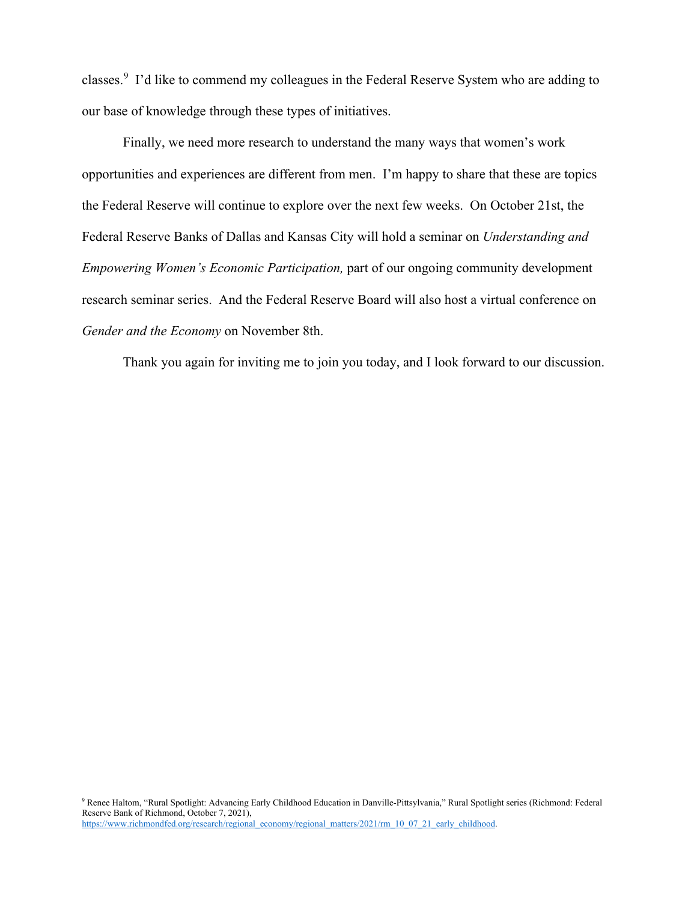classes.[9] I'd like to commend my colleagues in the Federal Reserve System who are adding to our base of knowledge through these types of initiatives.

Finally, we need more research to understand the many ways that women's work opportunities and experiences are different from men. I'm happy to share that these are topics the Federal Reserve will continue to explore over the next few weeks. On October 21st, the Federal Reserve Banks of Dallas and Kansas City will hold a seminar on *Understanding and Empowering Women's Economic Participation,* part of our ongoing community development research seminar series. And the Federal Reserve Board will also host a virtual conference on *Gender and the Economy* on November 8th.

Thank you again for inviting me to join you today, and I look forward to our discussion.

[9] Renee Haltom, "Rural Spotlight: Advancing Early Childhood Education in Danville-Pittsylvania," Rural Spotlight series (Richmond: Federal Reserve Bank of Richmond, October 7, 2021), https://www.richmondfed.org/research/regional_economy/regional_matters/2021/rm_10_07_21_early_childhood.